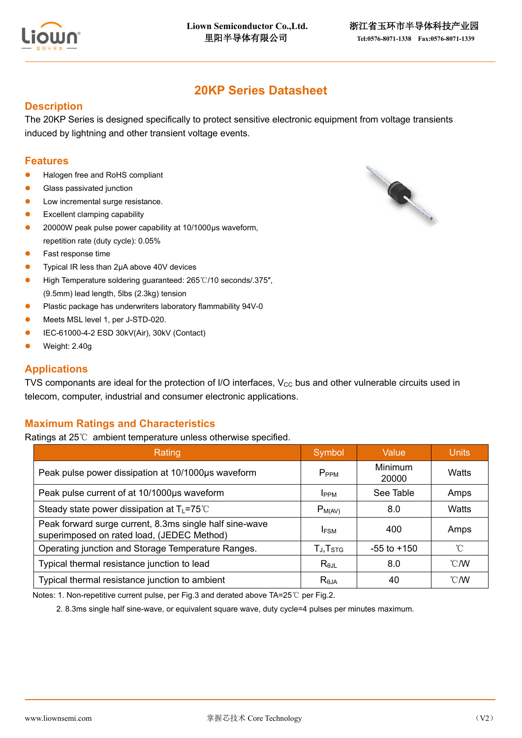# 20KP Series Datasheet

## Description

The 20KP Series is designed specifically to protect sensitive electronic equipment from voltage transients induced by lightning and other transient voltage events.

## Features

- Halogen free and RoHS compliant
- Glass passivated junction
- Low incremental surge resistance.
- Excellent clamping capability
- 20000W peak pulse power capability at 10/1000μs waveform, repetition rate (duty cycle): 0.05%
- Fast response time
- Typical IR less than 2μA above 40V devices
- High Temperature soldering guaranteed: 265℃/10 seconds/.375″, (9.5mm) lead length, 5lbs (2.3kg) tension
- Plastic package has underwriters laboratory flammability 94V-0
- Meets MSL level 1, per J-STD-020.
- IEC-61000-4-2 ESD 30kV(Air), 30kV (Contact)
- Weight: 2.40g

## Applications

TVS componants are ideal for the protection of I/O interfaces, $V_{CC}$ bus and other vulnerable circuits used in telecom, computer, industrial and consumer electronic applications.

## Maximum Ratings and Characteristics

Ratings at 25℃ ambient temperature unless otherwise specified.

| Rating | Symbol | Value | Units |
|---|---|---|---|
| Peak pulse power dissipation at 10/1000μs waveform | $P_{PPM}$ | Minimum 20000 | Watts |
| Peak pulse current of at 10/1000μs waveform | $I_{PPM}$ | See Table | Amps |
| Steady state power dissipation at $T_L$=75℃ | $P_{M(AV)}$ | 8.0 | Watts |
| Peak forward surge current, 8.3ms single half sine-wave superimposed on rated load, (JEDEC Method) | $I_{FSM}$ | 400 | Amps |
| Operating junction and Storage Temperature Ranges. | $T_J$,$T_{STG}$ | -55 to +150 | ℃ |
| Typical thermal resistance junction to lead | $R_{θJL}$ | 8.0 | ℃/W |
| Typical thermal resistance junction to ambient | $R_{θJA}$ | 40 | ℃/W |

Notes: 1. Non-repetitive current pulse, per Fig.3 and derated above TA=25℃ per Fig.2.

2. 8.3ms single half sine-wave, or equivalent square wave, duty cycle=4 pulses per minutes maximum.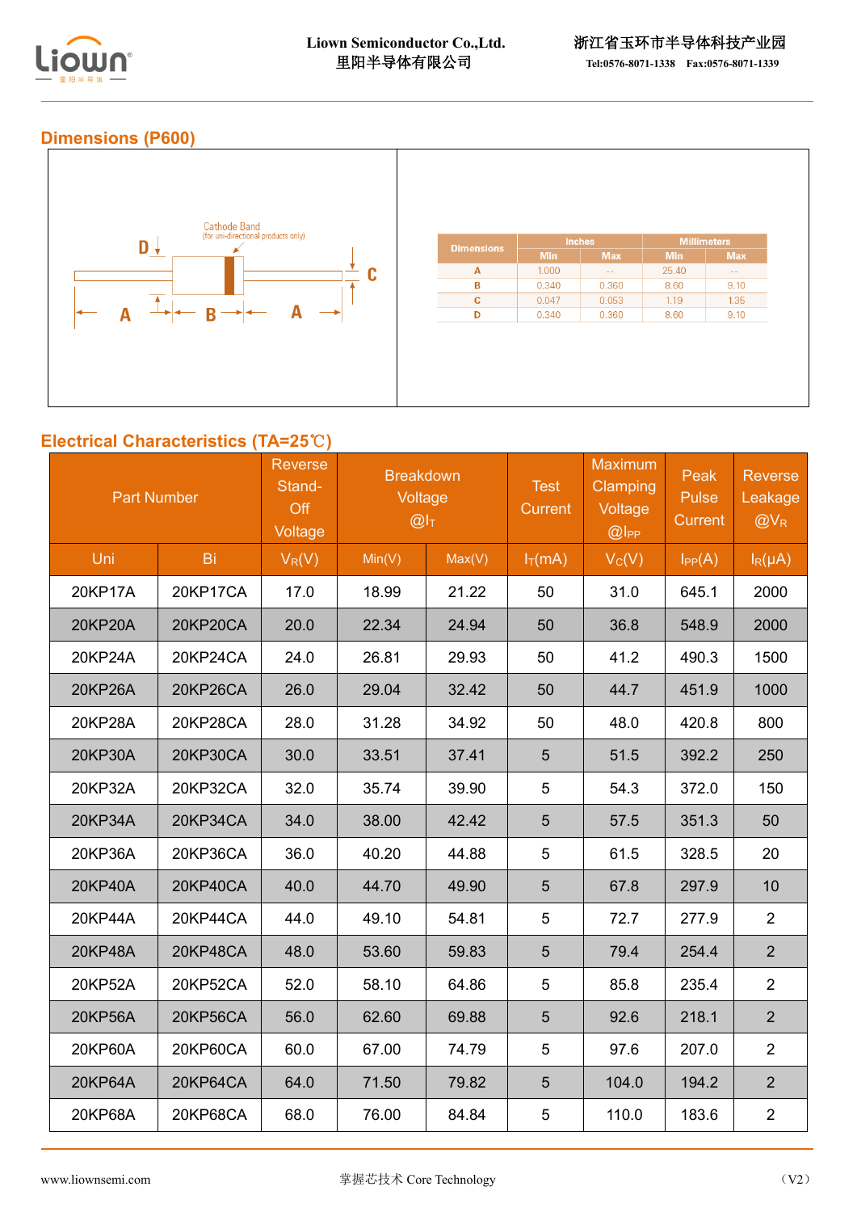## Dimensions (P600)

Cathode Band
(for uni-directional products only)

| Dimensions | Inches | | Millimeters | |
|---|---|---|---|---|
| | Min | Max | Min | Max |
| A | 1.000 | -- | 25.40 | -- |
| B | 0.340 | 0.360 | 8.60 | 9.10 |
| C | 0.047 | 0.053 | 1.19 | 1.35 |
| D | 0.340 | 0.360 | 8.60 | 9.10 |

## Electrical Characteristics (TA=25℃)

| Part Number | | Reverse Stand-Off Voltage | Breakdown Voltage @$I_T$ | | Test Current | Maximum Clamping Voltage @$I_{PP}$ | Peak Pulse Current | Reverse Leakage @$V_R$ |
|---|---|---|---|---|---|---|---|---|
| Uni | Bi | $V_R$(V) | Min(V) | Max(V) | $I_T$(mA) | $V_C$(V) | $I_{PP}$(A) | $I_R$(μA) |
| 20KP17A | 20KP17CA | 17.0 | 18.99 | 21.22 | 50 | 31.0 | 645.1 | 2000 |
| 20KP20A | 20KP20CA | 20.0 | 22.34 | 24.94 | 50 | 36.8 | 548.9 | 2000 |
| 20KP24A | 20KP24CA | 24.0 | 26.81 | 29.93 | 50 | 41.2 | 490.3 | 1500 |
| 20KP26A | 20KP26CA | 26.0 | 29.04 | 32.42 | 50 | 44.7 | 451.9 | 1000 |
| 20KP28A | 20KP28CA | 28.0 | 31.28 | 34.92 | 50 | 48.0 | 420.8 | 800 |
| 20KP30A | 20KP30CA | 30.0 | 33.51 | 37.41 | 5 | 51.5 | 392.2 | 250 |
| 20KP32A | 20KP32CA | 32.0 | 35.74 | 39.90 | 5 | 54.3 | 372.0 | 150 |
| 20KP34A | 20KP34CA | 34.0 | 38.00 | 42.42 | 5 | 57.5 | 351.3 | 50 |
| 20KP36A | 20KP36CA | 36.0 | 40.20 | 44.88 | 5 | 61.5 | 328.5 | 20 |
| 20KP40A | 20KP40CA | 40.0 | 44.70 | 49.90 | 5 | 67.8 | 297.9 | 10 |
| 20KP44A | 20KP44CA | 44.0 | 49.10 | 54.81 | 5 | 72.7 | 277.9 | 2 |
| 20KP48A | 20KP48CA | 48.0 | 53.60 | 59.83 | 5 | 79.4 | 254.4 | 2 |
| 20KP52A | 20KP52CA | 52.0 | 58.10 | 64.86 | 5 | 85.8 | 235.4 | 2 |
| 20KP56A | 20KP56CA | 56.0 | 62.60 | 69.88 | 5 | 92.6 | 218.1 | 2 |
| 20KP60A | 20KP60CA | 60.0 | 67.00 | 74.79 | 5 | 97.6 | 207.0 | 2 |
| 20KP64A | 20KP64CA | 64.0 | 71.50 | 79.82 | 5 | 104.0 | 194.2 | 2 |
| 20KP68A | 20KP68CA | 68.0 | 76.00 | 84.84 | 5 | 110.0 | 183.6 | 2 |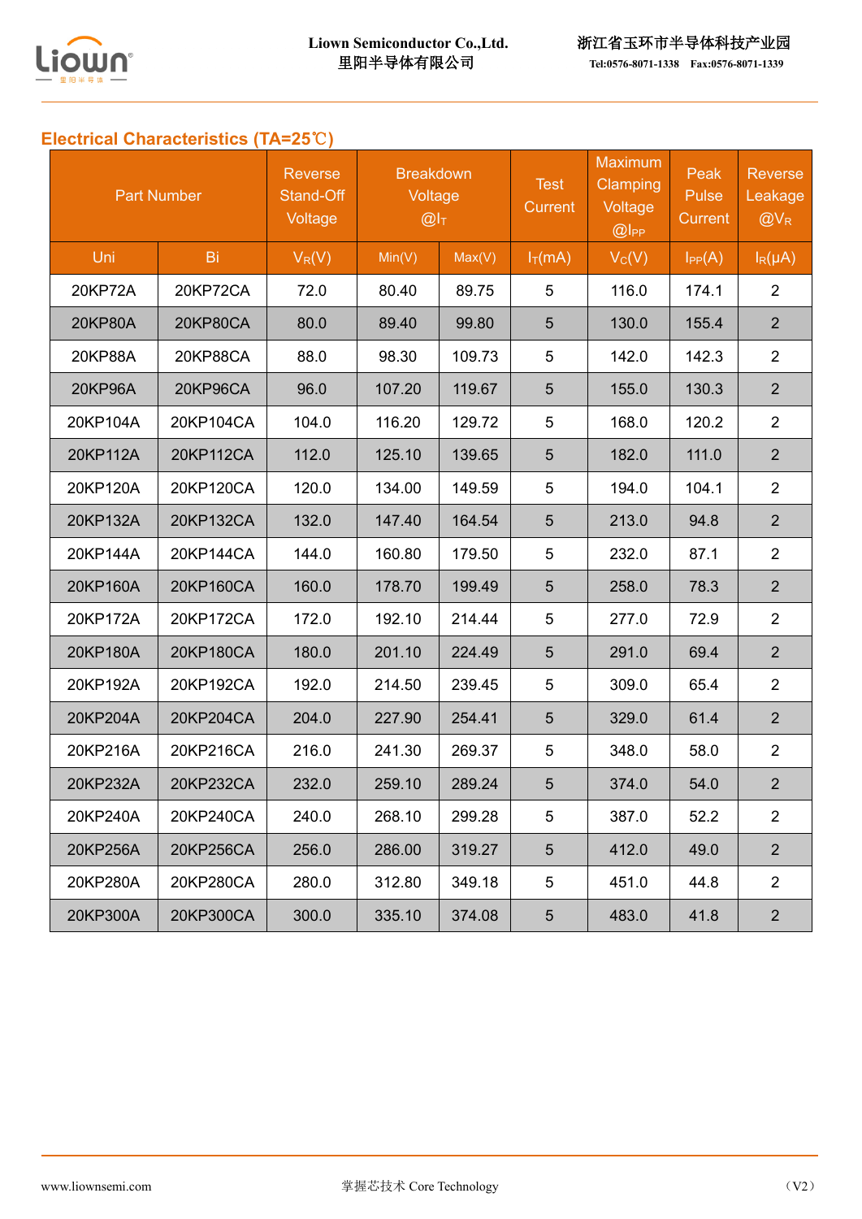## Electrical Characteristics (TA=25℃)

| Part Number | | Reverse Stand-Off Voltage | Breakdown Voltage @$I_T$ | | Test Current | Maximum Clamping Voltage @$I_{PP}$ | Peak Pulse Current | Reverse Leakage @$V_R$ |
|---|---|---|---|---|---|---|---|---|
| Uni | Bi | $V_R$(V) | Min(V) | Max(V) | $I_T$(mA) | $V_C$(V) | $I_{PP}$(A) | $I_R$(μA) |
| 20KP72A | 20KP72CA | 72.0 | 80.40 | 89.75 | 5 | 116.0 | 174.1 | 2 |
| 20KP80A | 20KP80CA | 80.0 | 89.40 | 99.80 | 5 | 130.0 | 155.4 | 2 |
| 20KP88A | 20KP88CA | 88.0 | 98.30 | 109.73 | 5 | 142.0 | 142.3 | 2 |
| 20KP96A | 20KP96CA | 96.0 | 107.20 | 119.67 | 5 | 155.0 | 130.3 | 2 |
| 20KP104A | 20KP104CA | 104.0 | 116.20 | 129.72 | 5 | 168.0 | 120.2 | 2 |
| 20KP112A | 20KP112CA | 112.0 | 125.10 | 139.65 | 5 | 182.0 | 111.0 | 2 |
| 20KP120A | 20KP120CA | 120.0 | 134.00 | 149.59 | 5 | 194.0 | 104.1 | 2 |
| 20KP132A | 20KP132CA | 132.0 | 147.40 | 164.54 | 5 | 213.0 | 94.8 | 2 |
| 20KP144A | 20KP144CA | 144.0 | 160.80 | 179.50 | 5 | 232.0 | 87.1 | 2 |
| 20KP160A | 20KP160CA | 160.0 | 178.70 | 199.49 | 5 | 258.0 | 78.3 | 2 |
| 20KP172A | 20KP172CA | 172.0 | 192.10 | 214.44 | 5 | 277.0 | 72.9 | 2 |
| 20KP180A | 20KP180CA | 180.0 | 201.10 | 224.49 | 5 | 291.0 | 69.4 | 2 |
| 20KP192A | 20KP192CA | 192.0 | 214.50 | 239.45 | 5 | 309.0 | 65.4 | 2 |
| 20KP204A | 20KP204CA | 204.0 | 227.90 | 254.41 | 5 | 329.0 | 61.4 | 2 |
| 20KP216A | 20KP216CA | 216.0 | 241.30 | 269.37 | 5 | 348.0 | 58.0 | 2 |
| 20KP232A | 20KP232CA | 232.0 | 259.10 | 289.24 | 5 | 374.0 | 54.0 | 2 |
| 20KP240A | 20KP240CA | 240.0 | 268.10 | 299.28 | 5 | 387.0 | 52.2 | 2 |
| 20KP256A | 20KP256CA | 256.0 | 286.00 | 319.27 | 5 | 412.0 | 49.0 | 2 |
| 20KP280A | 20KP280CA | 280.0 | 312.80 | 349.18 | 5 | 451.0 | 44.8 | 2 |
| 20KP300A | 20KP300CA | 300.0 | 335.10 | 374.08 | 5 | 483.0 | 41.8 | 2 |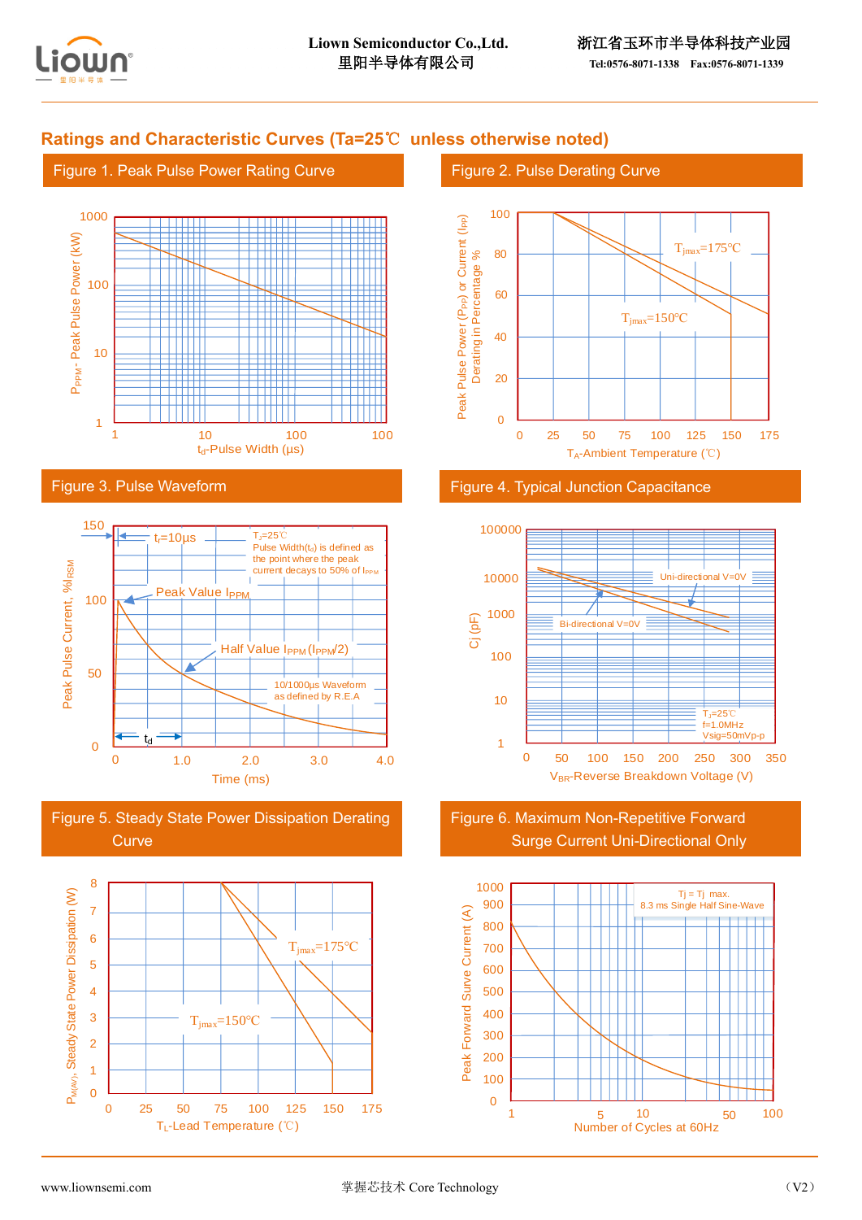## Ratings and Characteristic Curves (Ta=25℃ unless otherwise noted)

### Figure 1. Peak Pulse Power Rating Curve

$P_{PPM}$ - Peak Pulse Power (kW)

1000
100
10
1

1 10 100 100

$t_d$-Pulse Width (μs)

### Figure 2. Pulse Derating Curve

Peak Pulse Power ($P_{PP}$) or Current ($I_{PP}$) Derating in Percentage %

100
80
60
40
20
0

0 25 50 75 100 125 150 175

$T_A$-Ambient Temperature (℃)

$T_{jmax}$=175℃

$T_{jmax}$=150℃

### Figure 3. Pulse Waveform

Peak Pulse Current, $\%I_{RSM}$

150
100
50
0

0 1.0 2.0 3.0 4.0

Time (ms)

$t_r$=10μs

$T_J$=25℃
Pulse Width($t_d$) is defined as the point where the peak current decays to 50% of $I_{PPM}$

Peak Value $I_{PPM}$

Half Value $I_{PPM}$ ($I_{PPM}$/2)

10/1000μs Waveform as defined by R.E.A

$t_d$

### Figure 4. Typical Junction Capacitance

Cj (pF)

100000
10000
1000
100
10
1

0 50 100 150 200 250 300 350

$V_{BR}$-Reverse Breakdown Voltage (V)

Uni-directional V=0V

Bi-directional V=0V

$T_J$=25℃
f=1.0MHz
Vsig=50mVp-p

### Figure 5. Steady State Power Dissipation Derating Curve

$P_{M(AV)}$, Steady State Power Dissipation (W)

8
7
6
5
4
3
2
1
0

0 25 50 75 100 125 150 175

$T_L$-Lead Temperature (℃)

$T_{jmax}$=175℃

$T_{jmax}$=150℃

### Figure 6. Maximum Non-Repetitive Forward Surge Current Uni-Directional Only

Peak Forward Surve Current (A)

1000
900
800
700
600
500
400
300
200
100
0

1 5 10 50 100

Number of Cycles at 60Hz

Tj = Tj max.
8.3 ms Single Half Sine-Wave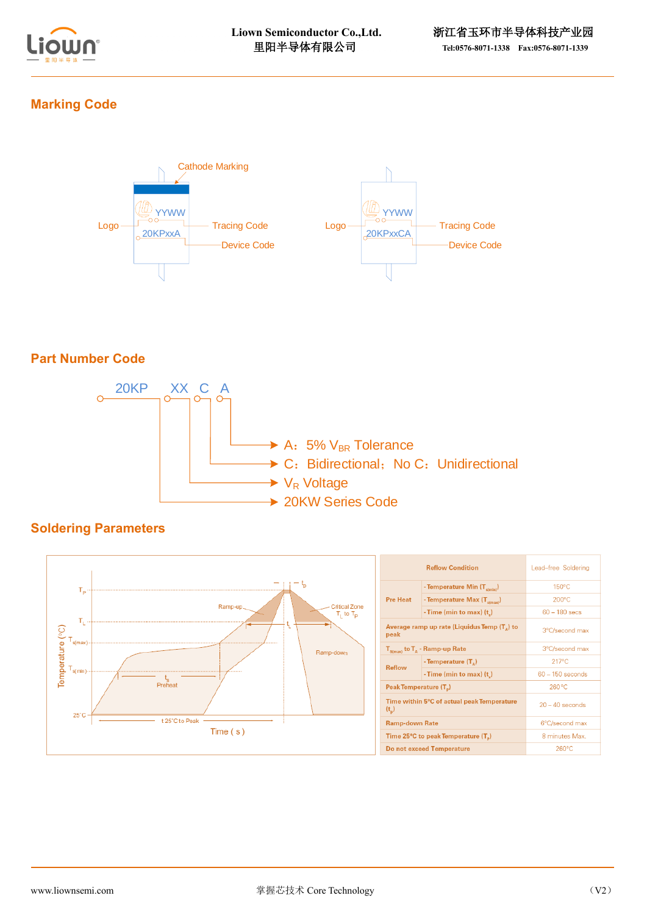## Marking Code

Logo — YYWW — Tracing Code
20KPxxA — Device Code
Cathode Marking

Logo — YYWW — Tracing Code
20KPxxCA — Device Code

## Part Number Code

20KP XX C A

- A：5% $V_{BR}$ Tolerance
- C：Bidirectional；No C：Unidirectional
- $V_R$ Voltage
- 20KW Series Code

## Soldering Parameters

| Reflow Condition | | Lead-free Soldering |
|---|---|---|
| Pre Heat | - Temperature Min ($T_{s(min)}$) | 150°C |
| | - Temperature Max ($T_{s(max)}$) | 200°C |
| | - Time (min to max) ($t_s$) | 60 – 180 secs |
| Average ramp up rate (Liquidus Temp ($T_A$) to peak | | 3°C/second max |
| $T_{s(max)}$ to $T_A$ - Ramp-up Rate | | 3°C/second max |
| Reflow | - Temperature ($T_A$) | 217°C |
| | - Time (min to max) ($t_s$) | 60 – 150 seconds |
| Peak Temperature ($T_P$) | | 260°C |
| Time within 5°C of actual peak Temperature ($t_p$) | | 20 – 40 seconds |
| Ramp-down Rate | | 6°C/second max |
| Time 25°C to peak Temperature ($T_P$) | | 8 minutes Max. |
| Do not exceed Temperature | | 260°C |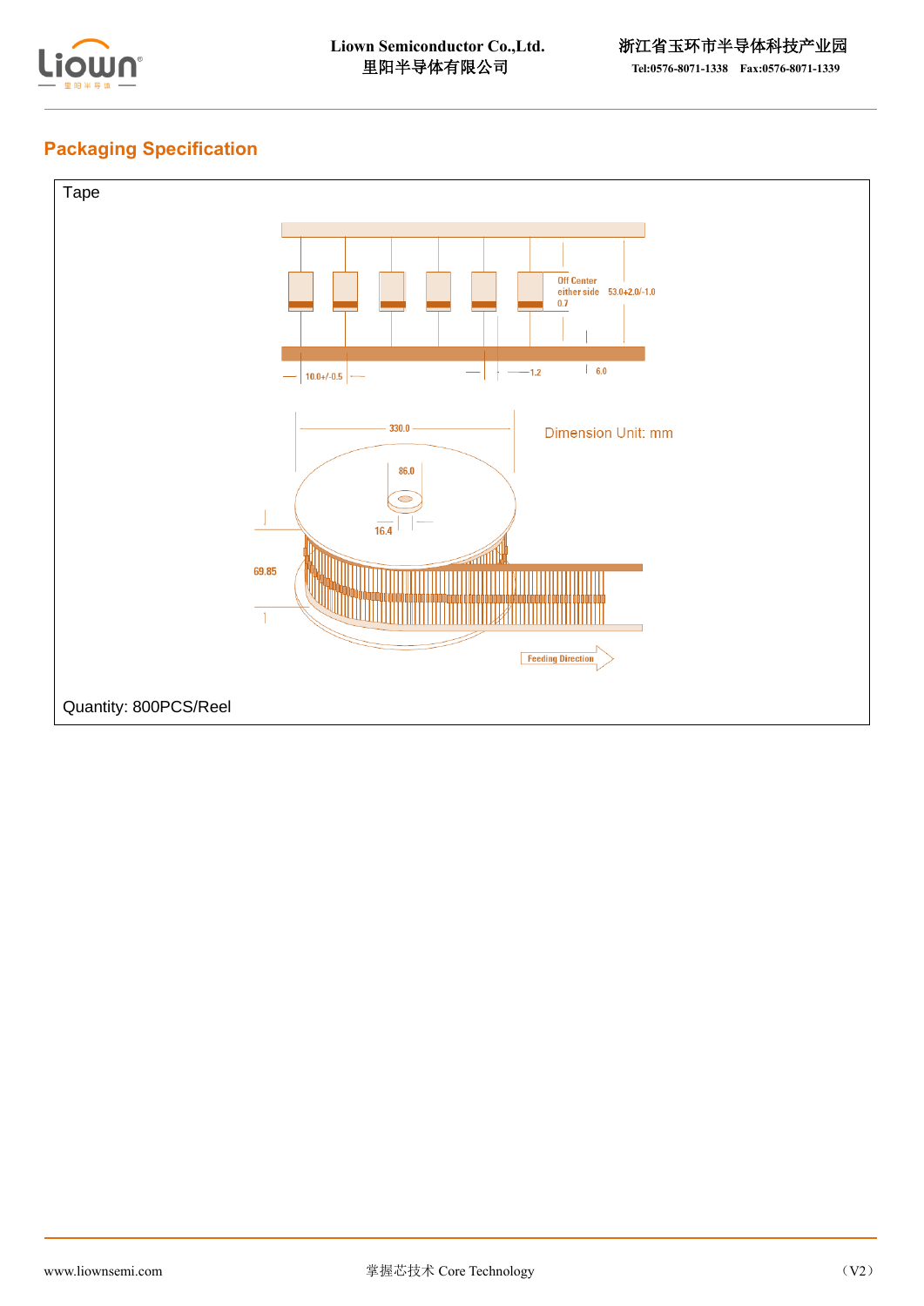## Packaging Specification

Tape

Off Center
either side
0.7

53.0+2.0/-1.0

10.0+/-0.5

1.2

6.0

330.0

86.0

16.4

69.85

Dimension Unit: mm

Feeding Direction

Quantity: 800PCS/Reel